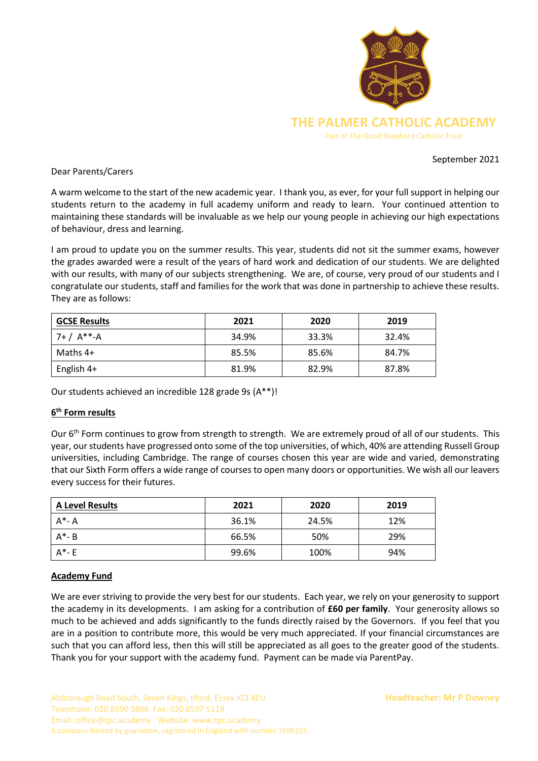# THE PALMER CATHOLIC ACADEMY

Part of The Good Shepherd Catholic Trust

September 2021

Dear Parents/Carers

A warm welcome to the start of the new academic year. I thank you, as ever, for your full support in helping our students return to the academy in full academy uniform and ready to learn. Your continued attention to maintaining these standards will be invaluable as we help our young people in achieving our high expectations of behaviour, dress and learning.

I am proud to update you on the summer results. This year, students did not sit the summer exams, however the grades awarded were a result of the years of hard work and dedication of our students. We are delighted with our results, with many of our subjects strengthening. We are, of course, very proud of our students and I congratulate our students, staff and families for the work that was done in partnership to achieve these results. They are as follows:

| **GCSE Results** | **2021** | **2020** | **2019** |
|---|---|---|---|
| 7+ / A**-A | 34.9% | 33.3% | 32.4% |
| Maths 4+ | 85.5% | 85.6% | 84.7% |
| English 4+ | 81.9% | 82.9% | 87.8% |

Our students achieved an incredible 128 grade 9s (A**)!

## 6th Form results

Our 6th Form continues to grow from strength to strength. We are extremely proud of all of our students. This year, our students have progressed onto some of the top universities, of which, 40% are attending Russell Group universities, including Cambridge. The range of courses chosen this year are wide and varied, demonstrating that our Sixth Form offers a wide range of courses to open many doors or opportunities. We wish all our leavers every success for their futures.

| **A Level Results** | **2021** | **2020** | **2019** |
|---|---|---|---|
| A*- A | 36.1% | 24.5% | 12% |
| A*- B | 66.5% | 50% | 29% |
| A*- E | 99.6% | 100% | 94% |

## Academy Fund

We are ever striving to provide the very best for our students. Each year, we rely on your generosity to support the academy in its developments. I am asking for a contribution of **£60 per family**. Your generosity allows so much to be achieved and adds significantly to the funds directly raised by the Governors. If you feel that you are in a position to contribute more, this would be very much appreciated. If your financial circumstances are such that you can afford less, then this will still be appreciated as all goes to the greater good of the students. Thank you for your support with the academy fund. Payment can be made via ParentPay.

Aldborough Road South, Seven Kings, Ilford, Essex IG3 8EU
Telephone: 020 8590 3808 Fax: 020 8597 5119
Email: office@tpc.academy Website: www.tpc.academy
A company limited by guarantee, registered in England with number 7696155

Headteacher: Mr P Downey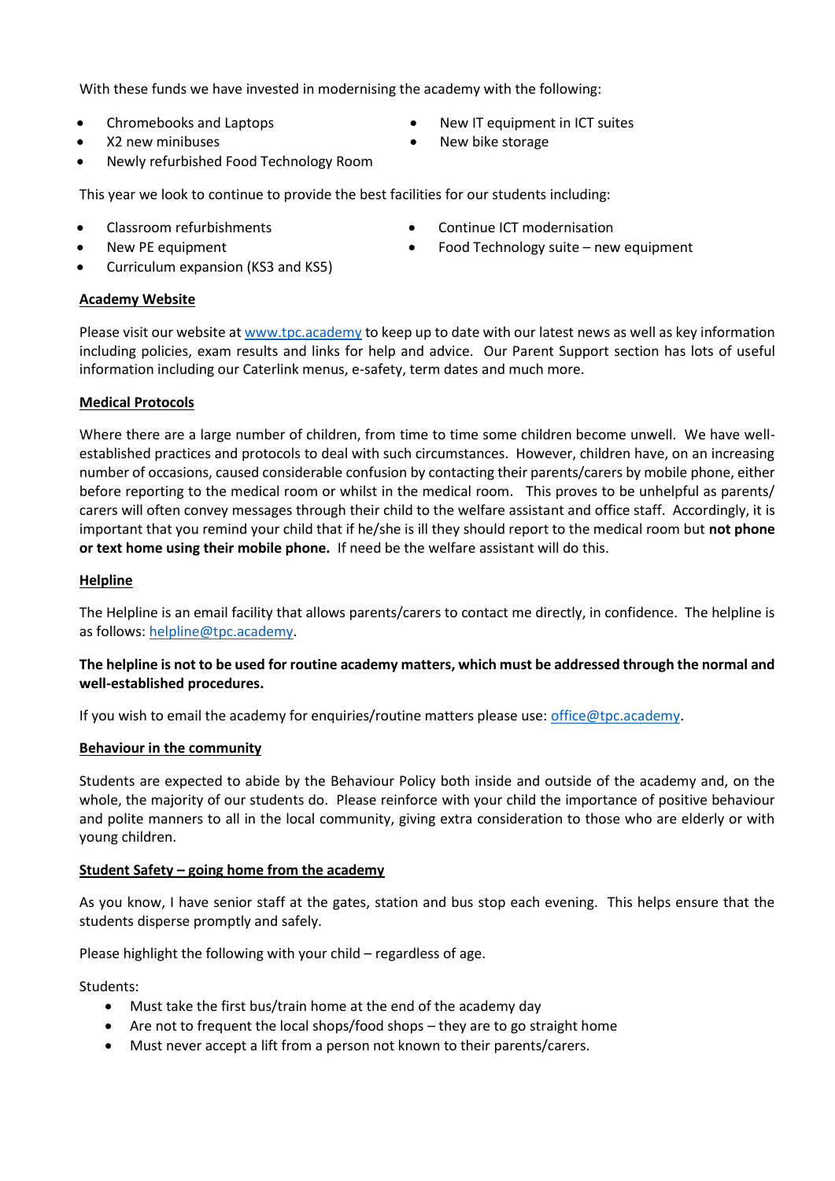With these funds we have invested in modernising the academy with the following:

- Chromebooks and Laptops
- X2 new minibuses
- Newly refurbished Food Technology Room
- New IT equipment in ICT suites
- New bike storage

This year we look to continue to provide the best facilities for our students including:

- Classroom refurbishments
- New PE equipment
- Curriculum expansion (KS3 and KS5)
- Continue ICT modernisation
- Food Technology suite – new equipment

**Academy Website**

Please visit our website at www.tpc.academy to keep up to date with our latest news as well as key information including policies, exam results and links for help and advice. Our Parent Support section has lots of useful information including our Caterlink menus, e-safety, term dates and much more.

**Medical Protocols**

Where there are a large number of children, from time to time some children become unwell. We have well-established practices and protocols to deal with such circumstances. However, children have, on an increasing number of occasions, caused considerable confusion by contacting their parents/carers by mobile phone, either before reporting to the medical room or whilst in the medical room. This proves to be unhelpful as parents/ carers will often convey messages through their child to the welfare assistant and office staff. Accordingly, it is important that you remind your child that if he/she is ill they should report to the medical room but **not phone or text home using their mobile phone.** If need be the welfare assistant will do this.

**Helpline**

The Helpline is an email facility that allows parents/carers to contact me directly, in confidence. The helpline is as follows: helpline@tpc.academy.

**The helpline is not to be used for routine academy matters, which must be addressed through the normal and well-established procedures.**

If you wish to email the academy for enquiries/routine matters please use: office@tpc.academy.

**Behaviour in the community**

Students are expected to abide by the Behaviour Policy both inside and outside of the academy and, on the whole, the majority of our students do. Please reinforce with your child the importance of positive behaviour and polite manners to all in the local community, giving extra consideration to those who are elderly or with young children.

**Student Safety – going home from the academy**

As you know, I have senior staff at the gates, station and bus stop each evening. This helps ensure that the students disperse promptly and safely.

Please highlight the following with your child – regardless of age.

Students:

- Must take the first bus/train home at the end of the academy day
- Are not to frequent the local shops/food shops – they are to go straight home
- Must never accept a lift from a person not known to their parents/carers.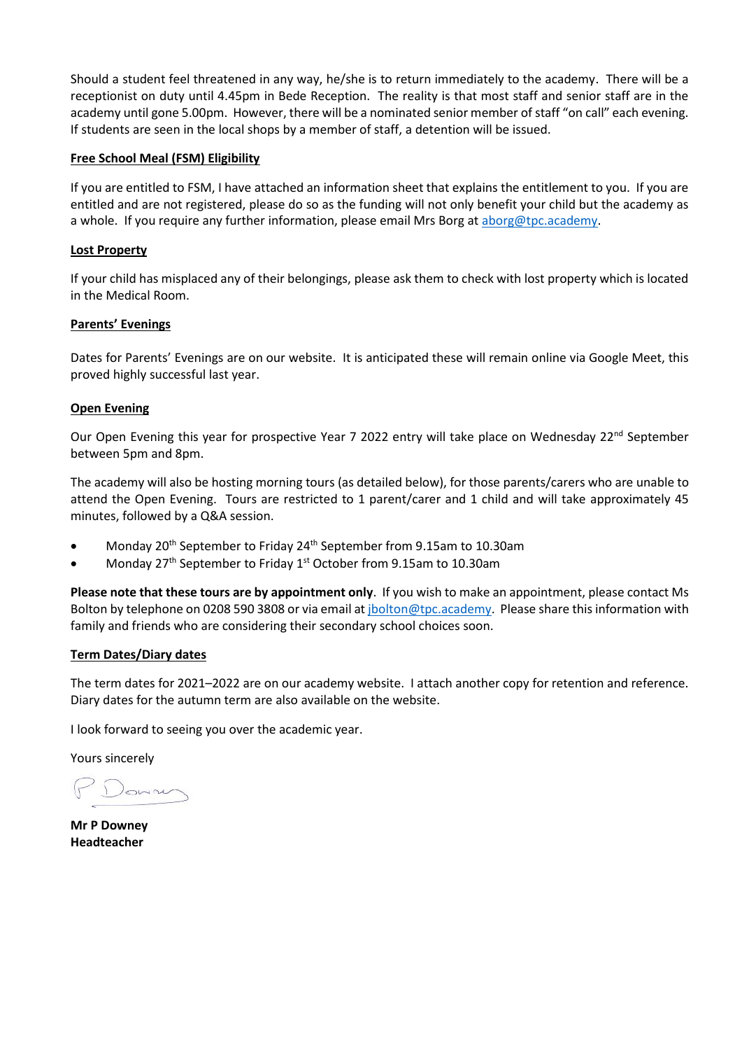Should a student feel threatened in any way, he/she is to return immediately to the academy. There will be a receptionist on duty until 4.45pm in Bede Reception. The reality is that most staff and senior staff are in the academy until gone 5.00pm. However, there will be a nominated senior member of staff "on call" each evening. If students are seen in the local shops by a member of staff, a detention will be issued.

**Free School Meal (FSM) Eligibility**

If you are entitled to FSM, I have attached an information sheet that explains the entitlement to you. If you are entitled and are not registered, please do so as the funding will not only benefit your child but the academy as a whole. If you require any further information, please email Mrs Borg at aborg@tpc.academy.

**Lost Property**

If your child has misplaced any of their belongings, please ask them to check with lost property which is located in the Medical Room.

**Parents' Evenings**

Dates for Parents' Evenings are on our website. It is anticipated these will remain online via Google Meet, this proved highly successful last year.

**Open Evening**

Our Open Evening this year for prospective Year 7 2022 entry will take place on Wednesday 22nd September between 5pm and 8pm.

The academy will also be hosting morning tours (as detailed below), for those parents/carers who are unable to attend the Open Evening. Tours are restricted to 1 parent/carer and 1 child and will take approximately 45 minutes, followed by a Q&A session.

- Monday 20th September to Friday 24th September from 9.15am to 10.30am
- Monday 27th September to Friday 1st October from 9.15am to 10.30am

**Please note that these tours are by appointment only**. If you wish to make an appointment, please contact Ms Bolton by telephone on 0208 590 3808 or via email at jbolton@tpc.academy. Please share this information with family and friends who are considering their secondary school choices soon.

**Term Dates/Diary dates**

The term dates for 2021–2022 are on our academy website. I attach another copy for retention and reference. Diary dates for the autumn term are also available on the website.

I look forward to seeing you over the academic year.

Yours sincerely

P Downey

**Mr P Downey**
**Headteacher**